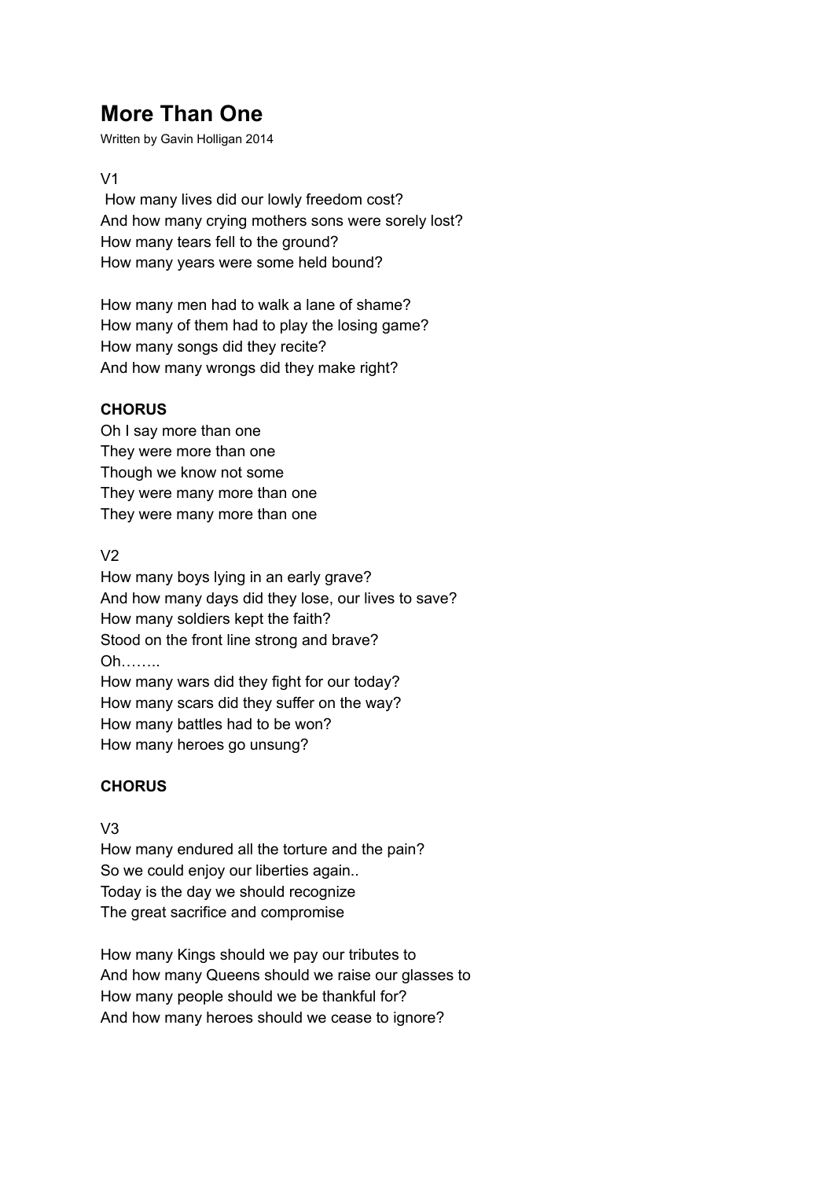# More Than One

Written by Gavin Holligan 2014

V1

How many lives did our lowly freedom cost?
And how many crying mothers sons were sorely lost?
How many tears fell to the ground?
How many years were some held bound?

How many men had to walk a lane of shame?
How many of them had to play the losing game?
How many songs did they recite?
And how many wrongs did they make right?

**CHORUS**

Oh I say more than one
They were more than one
Though we know not some
They were many more than one
They were many more than one

V2

How many boys lying in an early grave?
And how many days did they lose, our lives to save?
How many soldiers kept the faith?
Stood on the front line strong and brave?
Oh……..
How many wars did they fight for our today?
How many scars did they suffer on the way?
How many battles had to be won?
How many heroes go unsung?

**CHORUS**

V3

How many endured all the torture and the pain?
So we could enjoy our liberties again..
Today is the day we should recognize
The great sacrifice and compromise

How many Kings should we pay our tributes to
And how many Queens should we raise our glasses to
How many people should we be thankful for?
And how many heroes should we cease to ignore?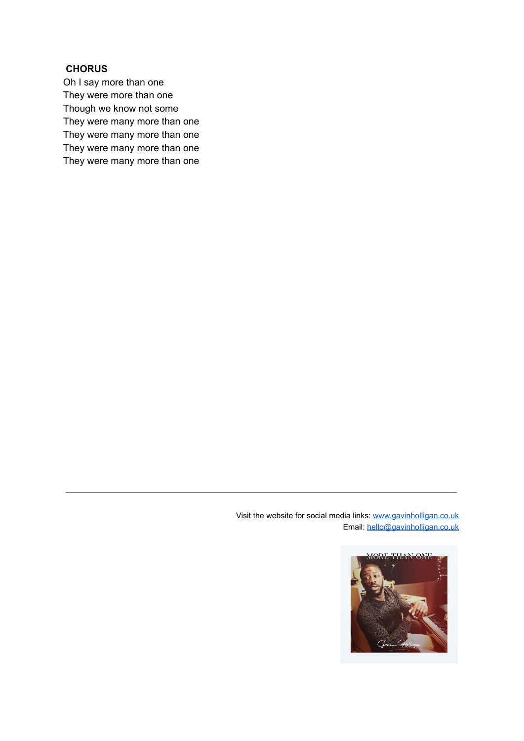**CHORUS**

Oh I say more than one
They were more than one
Though we know not some
They were many more than one
They were many more than one
They were many more than one
They were many more than one

---

Visit the website for social media links: [www.gavinholligan.co.uk](http://www.gavinholligan.co.uk)
Email: [hello@gavinholligan.co.uk](mailto:hello@gavinholligan.co.uk)